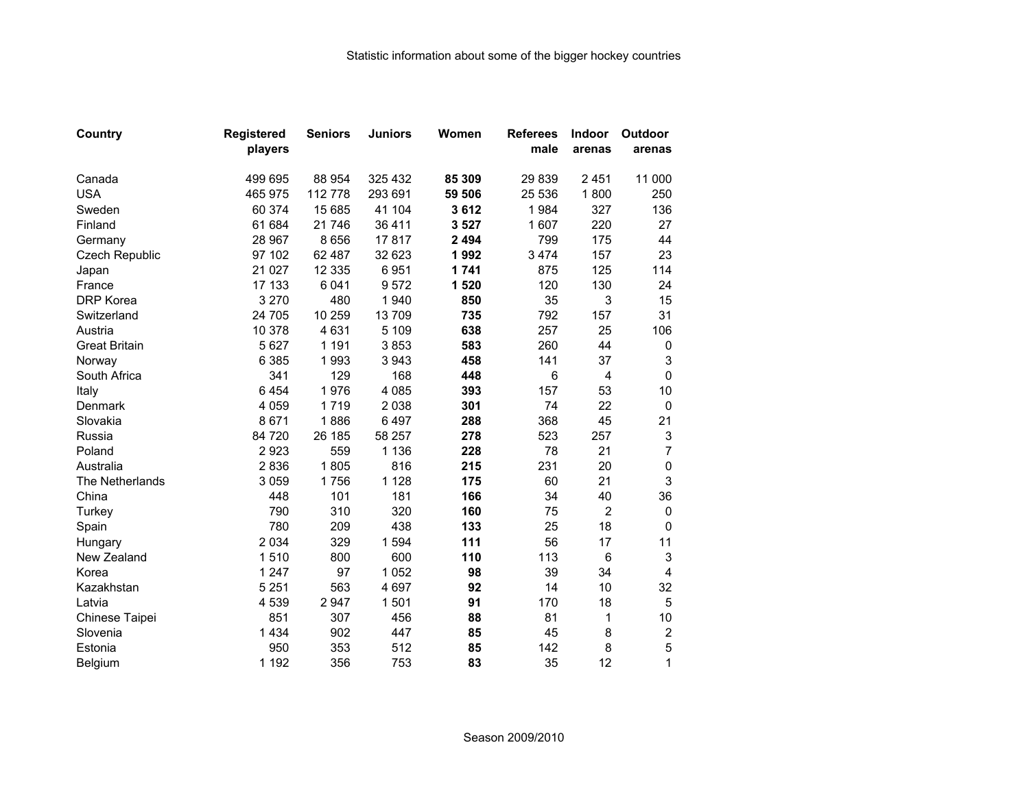Statistic information about some of the bigger hockey countries

| Country | Registered players | Seniors | Juniors | Women | Referees male | Indoor arenas | Outdoor arenas |
|---|---|---|---|---|---|---|---|
| Canada | 499 695 | 88 954 | 325 432 | **85 309** | 29 839 | 2 451 | 11 000 |
| USA | 465 975 | 112 778 | 293 691 | **59 506** | 25 536 | 1 800 | 250 |
| Sweden | 60 374 | 15 685 | 41 104 | **3 612** | 1 984 | 327 | 136 |
| Finland | 61 684 | 21 746 | 36 411 | **3 527** | 1 607 | 220 | 27 |
| Germany | 28 967 | 8 656 | 17 817 | **2 494** | 799 | 175 | 44 |
| Czech Republic | 97 102 | 62 487 | 32 623 | **1 992** | 3 474 | 157 | 23 |
| Japan | 21 027 | 12 335 | 6 951 | **1 741** | 875 | 125 | 114 |
| France | 17 133 | 6 041 | 9 572 | **1 520** | 120 | 130 | 24 |
| DRP Korea | 3 270 | 480 | 1 940 | **850** | 35 | 3 | 15 |
| Switzerland | 24 705 | 10 259 | 13 709 | **735** | 792 | 157 | 31 |
| Austria | 10 378 | 4 631 | 5 109 | **638** | 257 | 25 | 106 |
| Great Britain | 5 627 | 1 191 | 3 853 | **583** | 260 | 44 | 0 |
| Norway | 6 385 | 1 993 | 3 943 | **458** | 141 | 37 | 3 |
| South Africa | 341 | 129 | 168 | **448** | 6 | 4 | 0 |
| Italy | 6 454 | 1 976 | 4 085 | **393** | 157 | 53 | 10 |
| Denmark | 4 059 | 1 719 | 2 038 | **301** | 74 | 22 | 0 |
| Slovakia | 8 671 | 1 886 | 6 497 | **288** | 368 | 45 | 21 |
| Russia | 84 720 | 26 185 | 58 257 | **278** | 523 | 257 | 3 |
| Poland | 2 923 | 559 | 1 136 | **228** | 78 | 21 | 7 |
| Australia | 2 836 | 1 805 | 816 | **215** | 231 | 20 | 0 |
| The Netherlands | 3 059 | 1 756 | 1 128 | **175** | 60 | 21 | 3 |
| China | 448 | 101 | 181 | **166** | 34 | 40 | 36 |
| Turkey | 790 | 310 | 320 | **160** | 75 | 2 | 0 |
| Spain | 780 | 209 | 438 | **133** | 25 | 18 | 0 |
| Hungary | 2 034 | 329 | 1 594 | **111** | 56 | 17 | 11 |
| New Zealand | 1 510 | 800 | 600 | **110** | 113 | 6 | 3 |
| Korea | 1 247 | 97 | 1 052 | **98** | 39 | 34 | 4 |
| Kazakhstan | 5 251 | 563 | 4 697 | **92** | 14 | 10 | 32 |
| Latvia | 4 539 | 2 947 | 1 501 | **91** | 170 | 18 | 5 |
| Chinese Taipei | 851 | 307 | 456 | **88** | 81 | 1 | 10 |
| Slovenia | 1 434 | 902 | 447 | **85** | 45 | 8 | 2 |
| Estonia | 950 | 353 | 512 | **85** | 142 | 8 | 5 |
| Belgium | 1 192 | 356 | 753 | **83** | 35 | 12 | 1 |

Season 2009/2010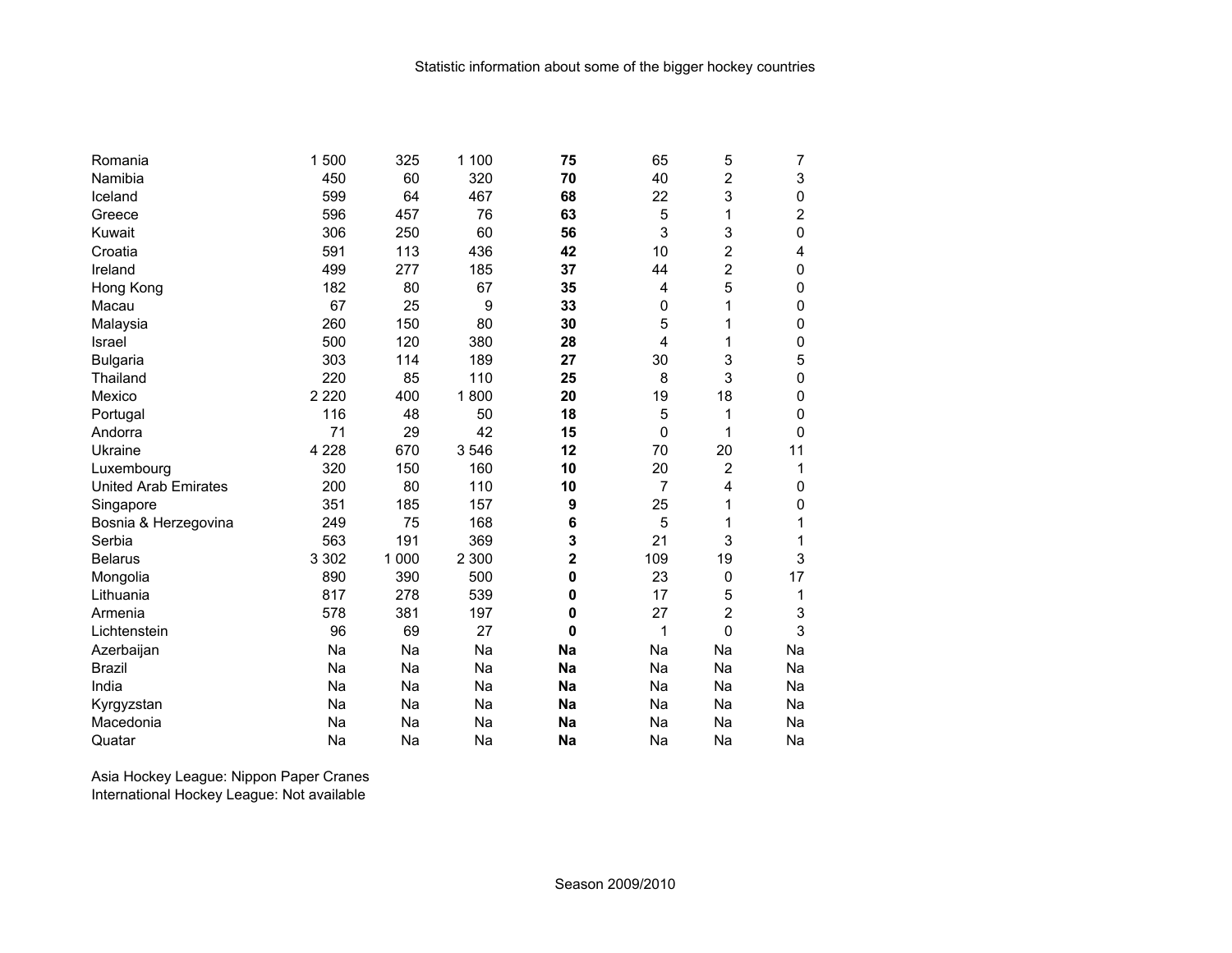Statistic information about some of the bigger hockey countries

| | | | | | | | |
|---|---|---|---|---|---|---|---|
| Romania | 1 500 | 325 | 1 100 | **75** | 65 | 5 | 7 |
| Namibia | 450 | 60 | 320 | **70** | 40 | 2 | 3 |
| Iceland | 599 | 64 | 467 | **68** | 22 | 3 | 0 |
| Greece | 596 | 457 | 76 | **63** | 5 | 1 | 2 |
| Kuwait | 306 | 250 | 60 | **56** | 3 | 3 | 0 |
| Croatia | 591 | 113 | 436 | **42** | 10 | 2 | 4 |
| Ireland | 499 | 277 | 185 | **37** | 44 | 2 | 0 |
| Hong Kong | 182 | 80 | 67 | **35** | 4 | 5 | 0 |
| Macau | 67 | 25 | 9 | **33** | 0 | 1 | 0 |
| Malaysia | 260 | 150 | 80 | **30** | 5 | 1 | 0 |
| Israel | 500 | 120 | 380 | **28** | 4 | 1 | 0 |
| Bulgaria | 303 | 114 | 189 | **27** | 30 | 3 | 5 |
| Thailand | 220 | 85 | 110 | **25** | 8 | 3 | 0 |
| Mexico | 2 220 | 400 | 1 800 | **20** | 19 | 18 | 0 |
| Portugal | 116 | 48 | 50 | **18** | 5 | 1 | 0 |
| Andorra | 71 | 29 | 42 | **15** | 0 | 1 | 0 |
| Ukraine | 4 228 | 670 | 3 546 | **12** | 70 | 20 | 11 |
| Luxembourg | 320 | 150 | 160 | **10** | 20 | 2 | 1 |
| United Arab Emirates | 200 | 80 | 110 | **10** | 7 | 4 | 0 |
| Singapore | 351 | 185 | 157 | **9** | 25 | 1 | 0 |
| Bosnia & Herzegovina | 249 | 75 | 168 | **6** | 5 | 1 | 1 |
| Serbia | 563 | 191 | 369 | **3** | 21 | 3 | 1 |
| Belarus | 3 302 | 1 000 | 2 300 | **2** | 109 | 19 | 3 |
| Mongolia | 890 | 390 | 500 | **0** | 23 | 0 | 17 |
| Lithuania | 817 | 278 | 539 | **0** | 17 | 5 | 1 |
| Armenia | 578 | 381 | 197 | **0** | 27 | 2 | 3 |
| Lichtenstein | 96 | 69 | 27 | **0** | 1 | 0 | 3 |
| Azerbaijan | Na | Na | Na | **Na** | Na | Na | Na |
| Brazil | Na | Na | Na | **Na** | Na | Na | Na |
| India | Na | Na | Na | **Na** | Na | Na | Na |
| Kyrgyzstan | Na | Na | Na | **Na** | Na | Na | Na |
| Macedonia | Na | Na | Na | **Na** | Na | Na | Na |
| Quatar | Na | Na | Na | **Na** | Na | Na | Na |

Asia Hockey League: Nippon Paper Cranes
International Hockey League: Not available

Season 2009/2010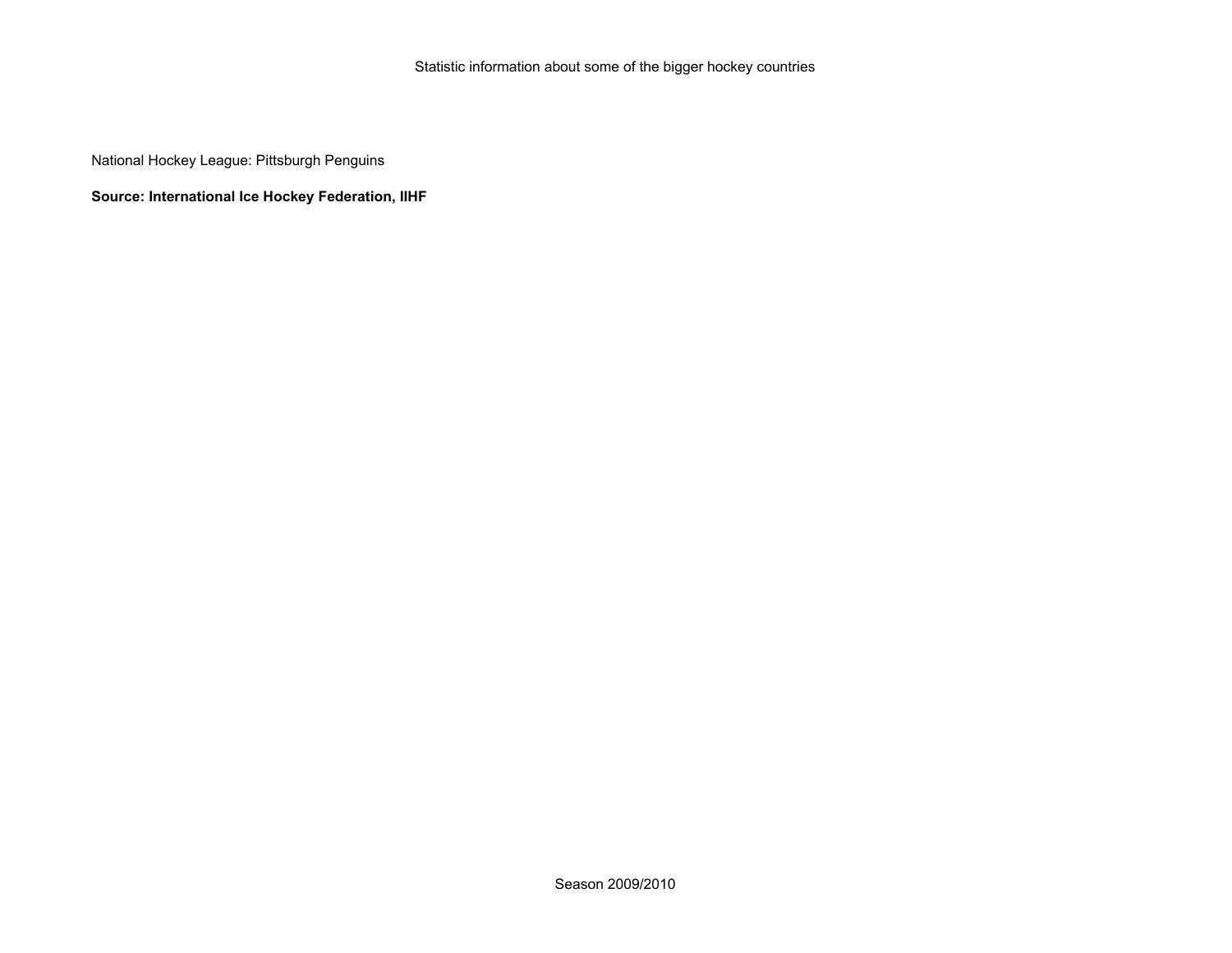Statistic information about some of the bigger hockey countries

National Hockey League: Pittsburgh Penguins

**Source: International Ice Hockey Federation, IIHF**

Season 2009/2010